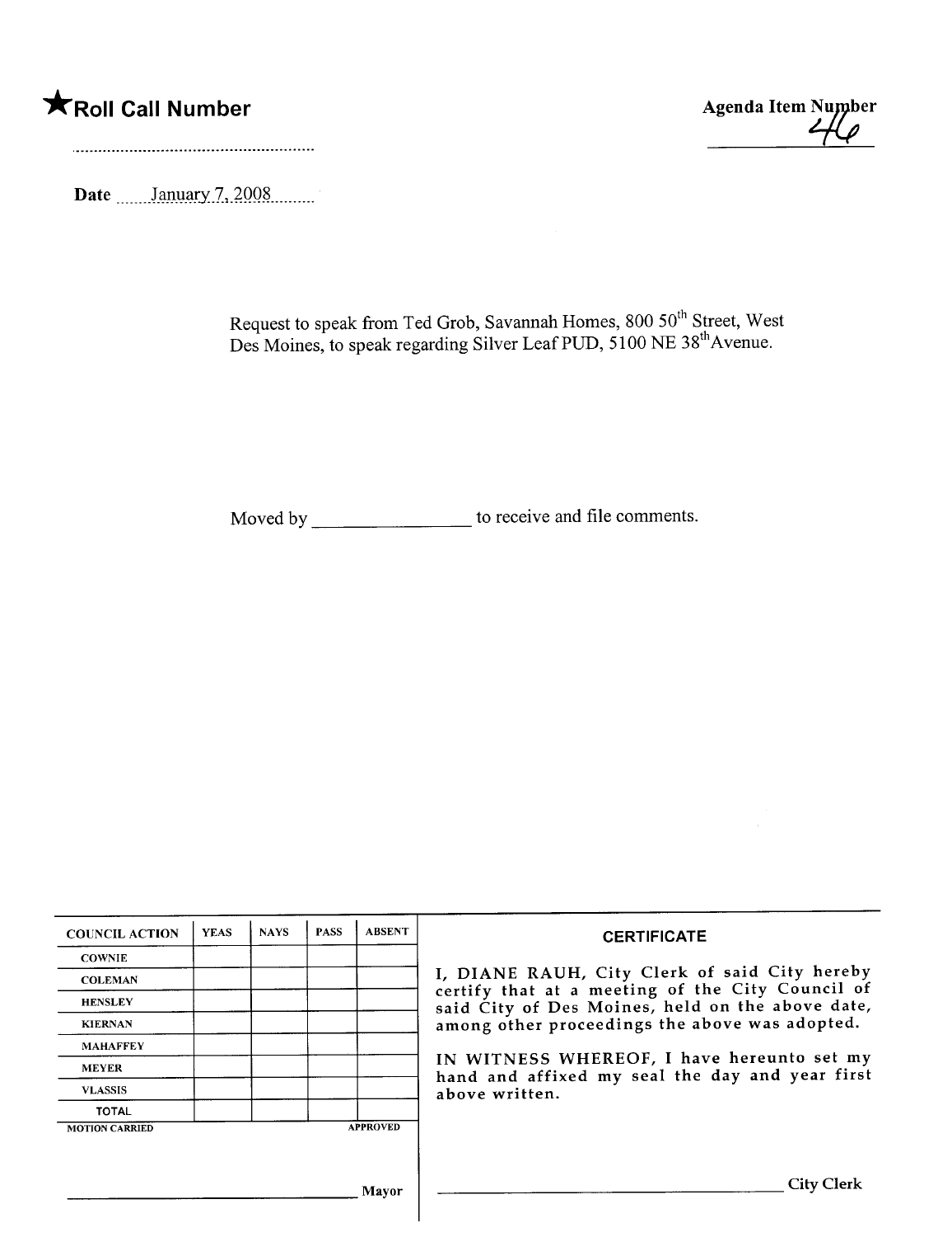★**Roll Call Number**

..........................................................

**Agenda Item Number**
46

**Date** January 7, 2008

Request to speak from Ted Grob, Savannah Homes, 800 50th Street, West Des Moines, to speak regarding Silver Leaf PUD, 5100 NE 38th Avenue.

Moved by ________________ to receive and file comments.

| COUNCIL ACTION | YEAS | NAYS | PASS | ABSENT |
|---|---|---|---|---|
| COWNIE | | | | |
| COLEMAN | | | | |
| HENSLEY | | | | |
| KIERNAN | | | | |
| MAHAFFEY | | | | |
| MEYER | | | | |
| VLASSIS | | | | |
| TOTAL | | | | |

MOTION CARRIED APPROVED

______________________________ Mayor

**CERTIFICATE**

I, DIANE RAUH, City Clerk of said City hereby certify that at a meeting of the City Council of said City of Des Moines, held on the above date, among other proceedings the above was adopted.

IN WITNESS WHEREOF, I have hereunto set my hand and affixed my seal the day and year first above written.

______________________________ City Clerk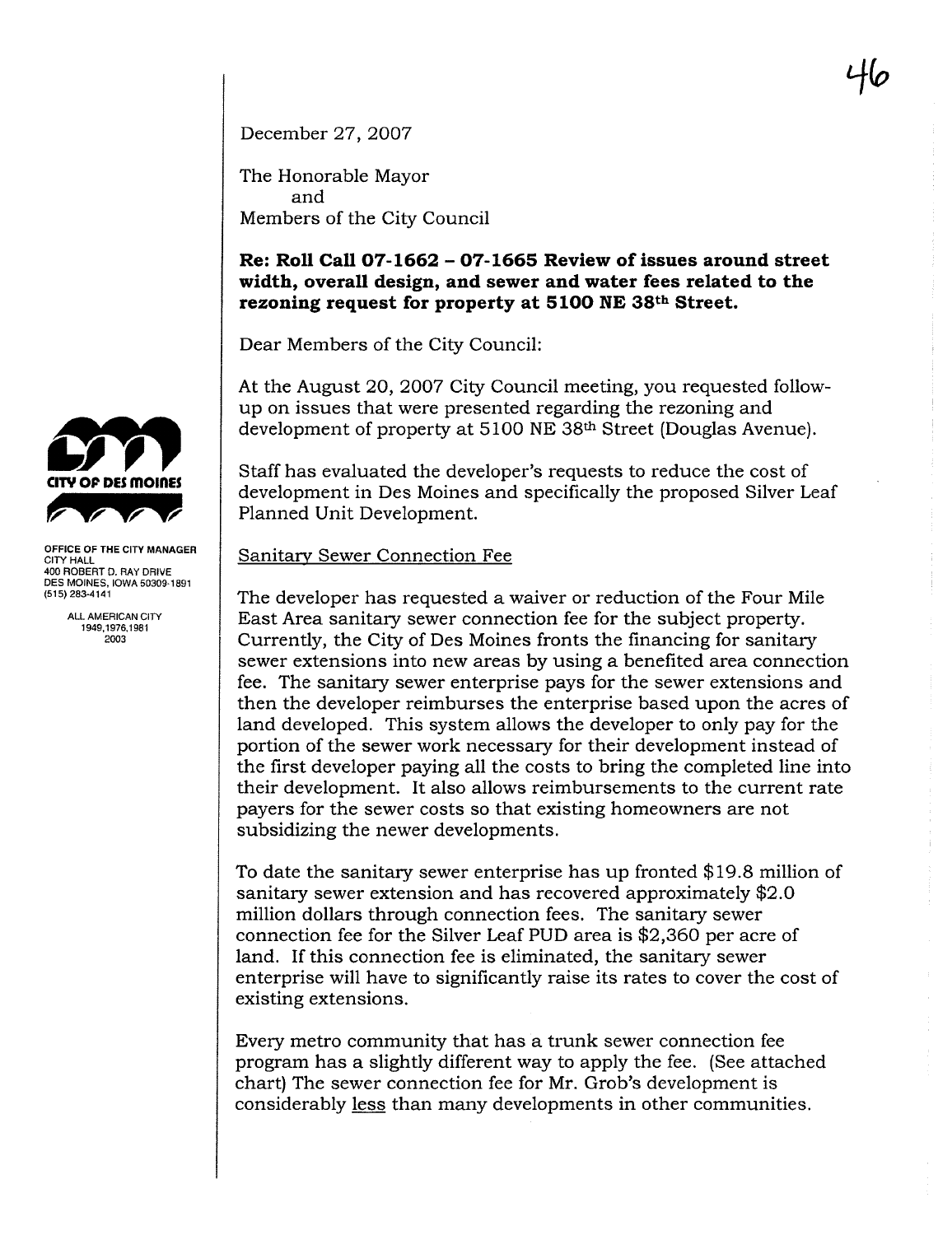December 27, 2007

The Honorable Mayor
and
Members of the City Council

**Re: Roll Call 07-1662 – 07-1665 Review of issues around street width, overall design, and sewer and water fees related to the rezoning request for property at 5100 NE 38th Street.**

Dear Members of the City Council:

At the August 20, 2007 City Council meeting, you requested follow-up on issues that were presented regarding the rezoning and development of property at 5100 NE 38th Street (Douglas Avenue).

Staff has evaluated the developer's requests to reduce the cost of development in Des Moines and specifically the proposed Silver Leaf Planned Unit Development.

OFFICE OF THE CITY MANAGER
CITY HALL
400 ROBERT D. RAY DRIVE
DES MOINES, IOWA 50309-1891
(515) 283-4141

ALL AMERICAN CITY
1949,1976,1981
2003

Sanitary Sewer Connection Fee

The developer has requested a waiver or reduction of the Four Mile East Area sanitary sewer connection fee for the subject property. Currently, the City of Des Moines fronts the financing for sanitary sewer extensions into new areas by using a benefited area connection fee. The sanitary sewer enterprise pays for the sewer extensions and then the developer reimburses the enterprise based upon the acres of land developed. This system allows the developer to only pay for the portion of the sewer work necessary for their development instead of the first developer paying all the costs to bring the completed line into their development. It also allows reimbursements to the current rate payers for the sewer costs so that existing homeowners are not subsidizing the newer developments.

To date the sanitary sewer enterprise has up fronted $19.8 million of sanitary sewer extension and has recovered approximately $2.0 million dollars through connection fees. The sanitary sewer connection fee for the Silver Leaf PUD area is $2,360 per acre of land. If this connection fee is eliminated, the sanitary sewer enterprise will have to significantly raise its rates to cover the cost of existing extensions.

Every metro community that has a trunk sewer connection fee program has a slightly different way to apply the fee. (See attached chart) The sewer connection fee for Mr. Grob's development is considerably less than many developments in other communities.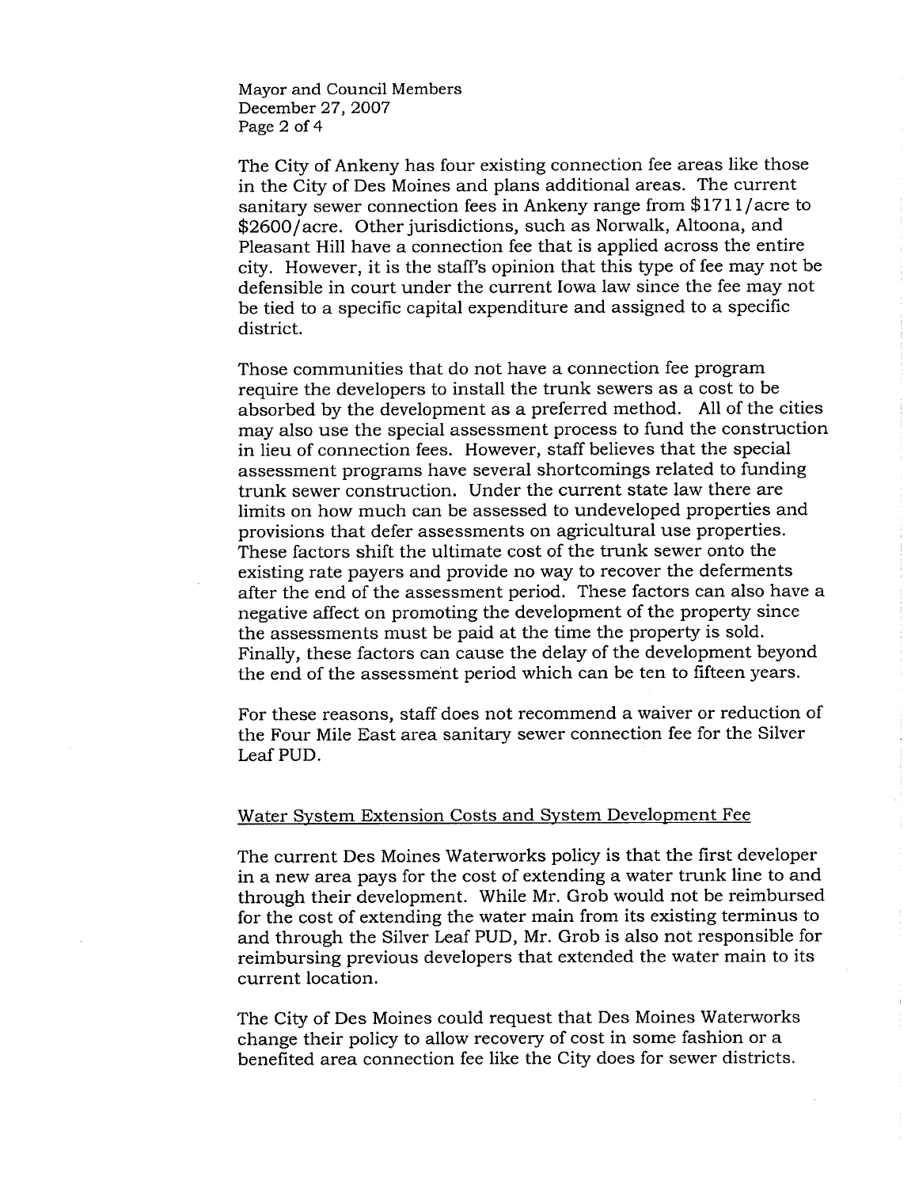The City of Ankeny has four existing connection fee areas like those in the City of Des Moines and plans additional areas. The current sanitary sewer connection fees in Ankeny range from $1711/acre to $2600/acre. Other jurisdictions, such as Norwalk, Altoona, and Pleasant Hill have a connection fee that is applied across the entire city. However, it is the staff's opinion that this type of fee may not be defensible in court under the current Iowa law since the fee may not be tied to a specific capital expenditure and assigned to a specific district.

Those communities that do not have a connection fee program require the developers to install the trunk sewers as a cost to be absorbed by the development as a preferred method. All of the cities may also use the special assessment process to fund the construction in lieu of connection fees. However, staff believes that the special assessment programs have several shortcomings related to funding trunk sewer construction. Under the current state law there are limits on how much can be assessed to undeveloped properties and provisions that defer assessments on agricultural use properties. These factors shift the ultimate cost of the trunk sewer onto the existing rate payers and provide no way to recover the deferments after the end of the assessment period. These factors can also have a negative affect on promoting the development of the property since the assessments must be paid at the time the property is sold. Finally, these factors can cause the delay of the development beyond the end of the assessment period which can be ten to fifteen years.

For these reasons, staff does not recommend a waiver or reduction of the Four Mile East area sanitary sewer connection fee for the Silver Leaf PUD.

## Water System Extension Costs and System Development Fee

The current Des Moines Waterworks policy is that the first developer in a new area pays for the cost of extending a water trunk line to and through their development. While Mr. Grob would not be reimbursed for the cost of extending the water main from its existing terminus to and through the Silver Leaf PUD, Mr. Grob is also not responsible for reimbursing previous developers that extended the water main to its current location.

The City of Des Moines could request that Des Moines Waterworks change their policy to allow recovery of cost in some fashion or a benefited area connection fee like the City does for sewer districts.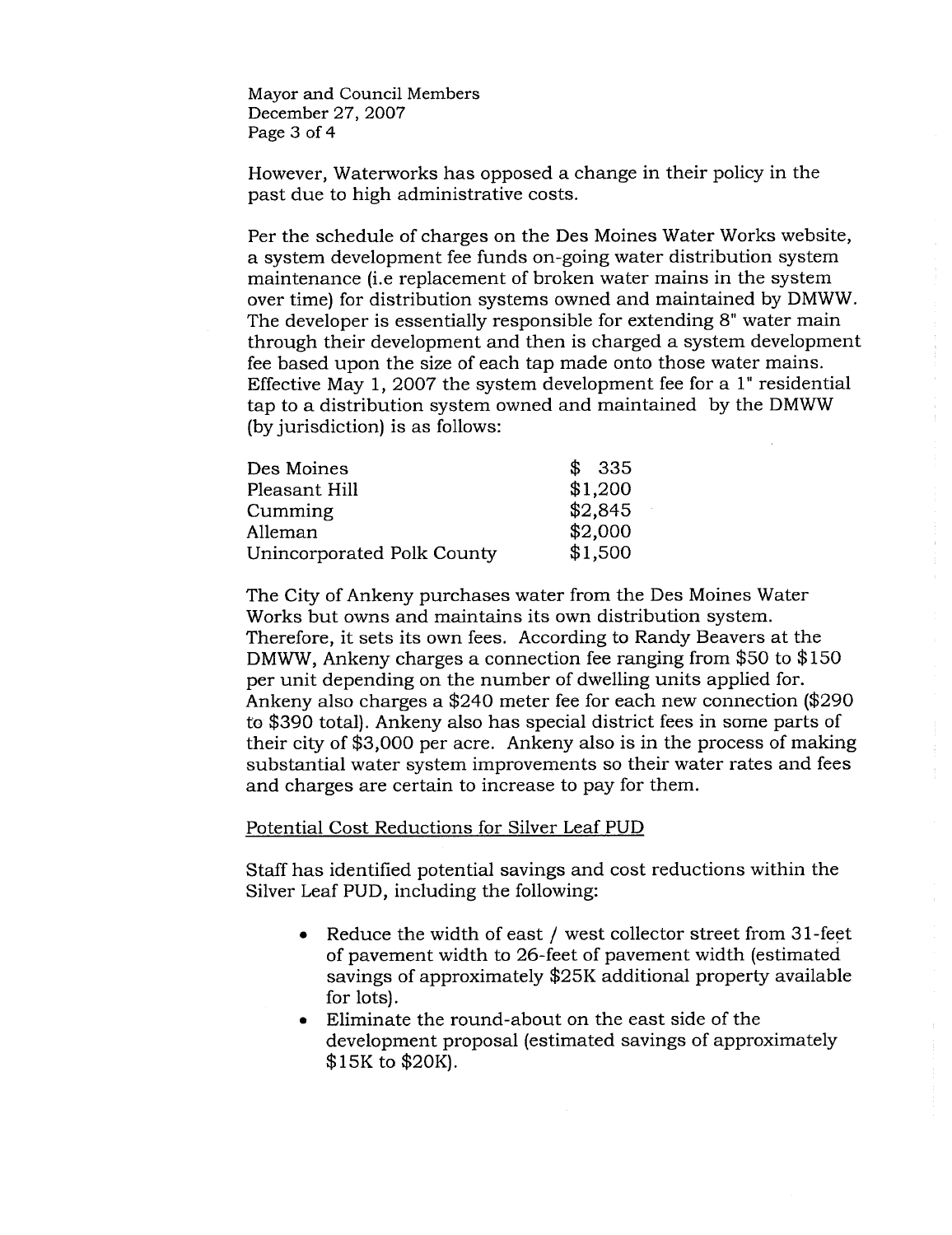However, Waterworks has opposed a change in their policy in the past due to high administrative costs.

Per the schedule of charges on the Des Moines Water Works website, a system development fee funds on-going water distribution system maintenance (i.e replacement of broken water mains in the system over time) for distribution systems owned and maintained by DMWW. The developer is essentially responsible for extending 8" water main through their development and then is charged a system development fee based upon the size of each tap made onto those water mains. Effective May 1, 2007 the system development fee for a 1" residential tap to a distribution system owned and maintained by the DMWW (by jurisdiction) is as follows:

| | |
|---|---|
| Des Moines | $ 335 |
| Pleasant Hill | $1,200 |
| Cumming | $2,845 |
| Alleman | $2,000 |
| Unincorporated Polk County | $1,500 |

The City of Ankeny purchases water from the Des Moines Water Works but owns and maintains its own distribution system. Therefore, it sets its own fees. According to Randy Beavers at the DMWW, Ankeny charges a connection fee ranging from $50 to $150 per unit depending on the number of dwelling units applied for. Ankeny also charges a $240 meter fee for each new connection ($290 to $390 total). Ankeny also has special district fees in some parts of their city of $3,000 per acre. Ankeny also is in the process of making substantial water system improvements so their water rates and fees and charges are certain to increase to pay for them.

Potential Cost Reductions for Silver Leaf PUD

Staff has identified potential savings and cost reductions within the Silver Leaf PUD, including the following:

- Reduce the width of east / west collector street from 31-feet of pavement width to 26-feet of pavement width (estimated savings of approximately $25K additional property available for lots).
- Eliminate the round-about on the east side of the development proposal (estimated savings of approximately $15K to $20K).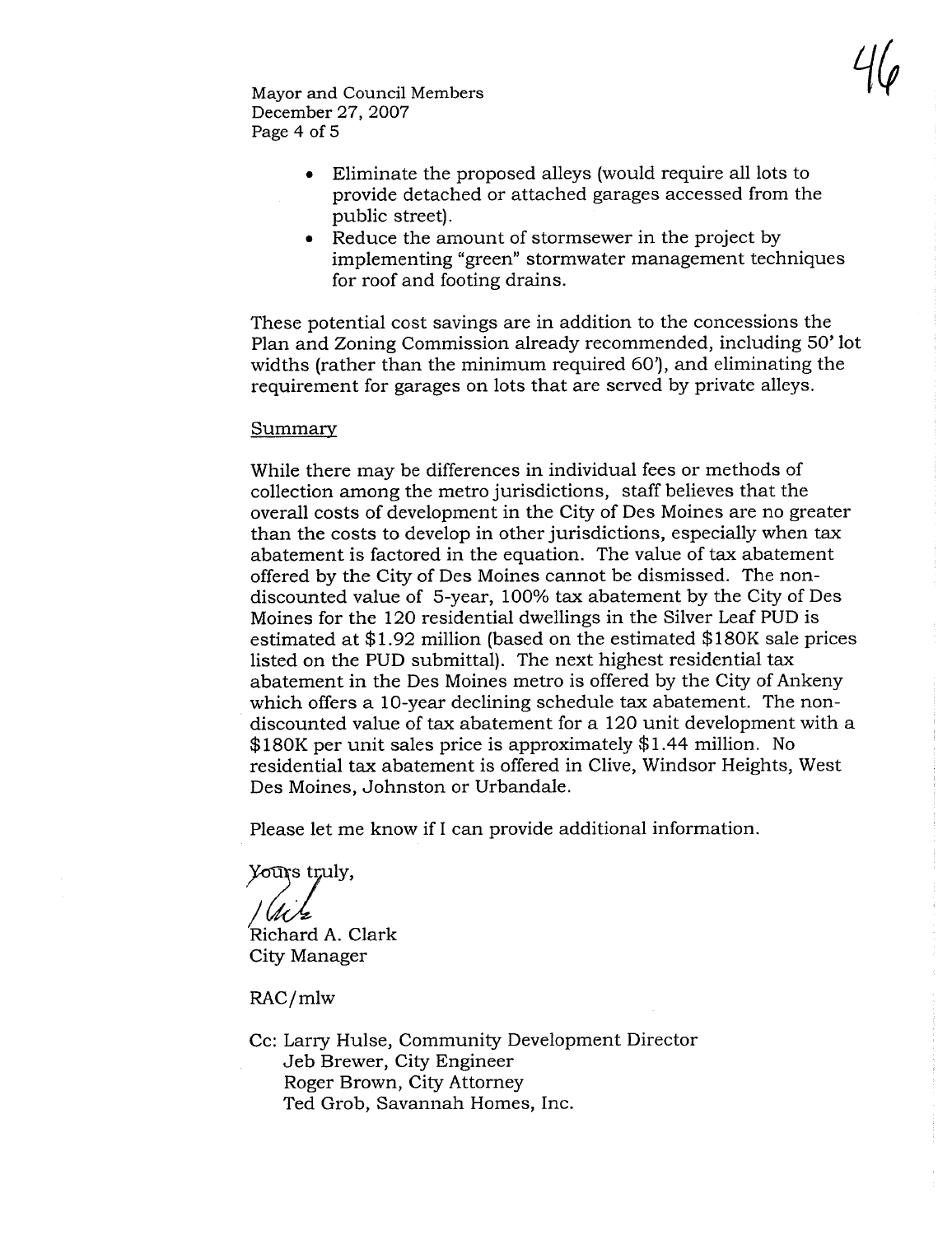- Eliminate the proposed alleys (would require all lots to provide detached or attached garages accessed from the public street).
- Reduce the amount of stormsewer in the project by implementing "green" stormwater management techniques for roof and footing drains.

These potential cost savings are in addition to the concessions the Plan and Zoning Commission already recommended, including 50' lot widths (rather than the minimum required 60'), and eliminating the requirement for garages on lots that are served by private alleys.

Summary

While there may be differences in individual fees or methods of collection among the metro jurisdictions, staff believes that the overall costs of development in the City of Des Moines are no greater than the costs to develop in other jurisdictions, especially when tax abatement is factored in the equation. The value of tax abatement offered by the City of Des Moines cannot be dismissed. The non-discounted value of 5-year, 100% tax abatement by the City of Des Moines for the 120 residential dwellings in the Silver Leaf PUD is estimated at $1.92 million (based on the estimated $180K sale prices listed on the PUD submittal). The next highest residential tax abatement in the Des Moines metro is offered by the City of Ankeny which offers a 10-year declining schedule tax abatement. The non-discounted value of tax abatement for a 120 unit development with a $180K per unit sales price is approximately $1.44 million. No residential tax abatement is offered in Clive, Windsor Heights, West Des Moines, Johnston or Urbandale.

Please let me know if I can provide additional information.

Yours truly,

Richard A. Clark
City Manager

RAC/mlw

Cc: Larry Hulse, Community Development Director
Jeb Brewer, City Engineer
Roger Brown, City Attorney
Ted Grob, Savannah Homes, Inc.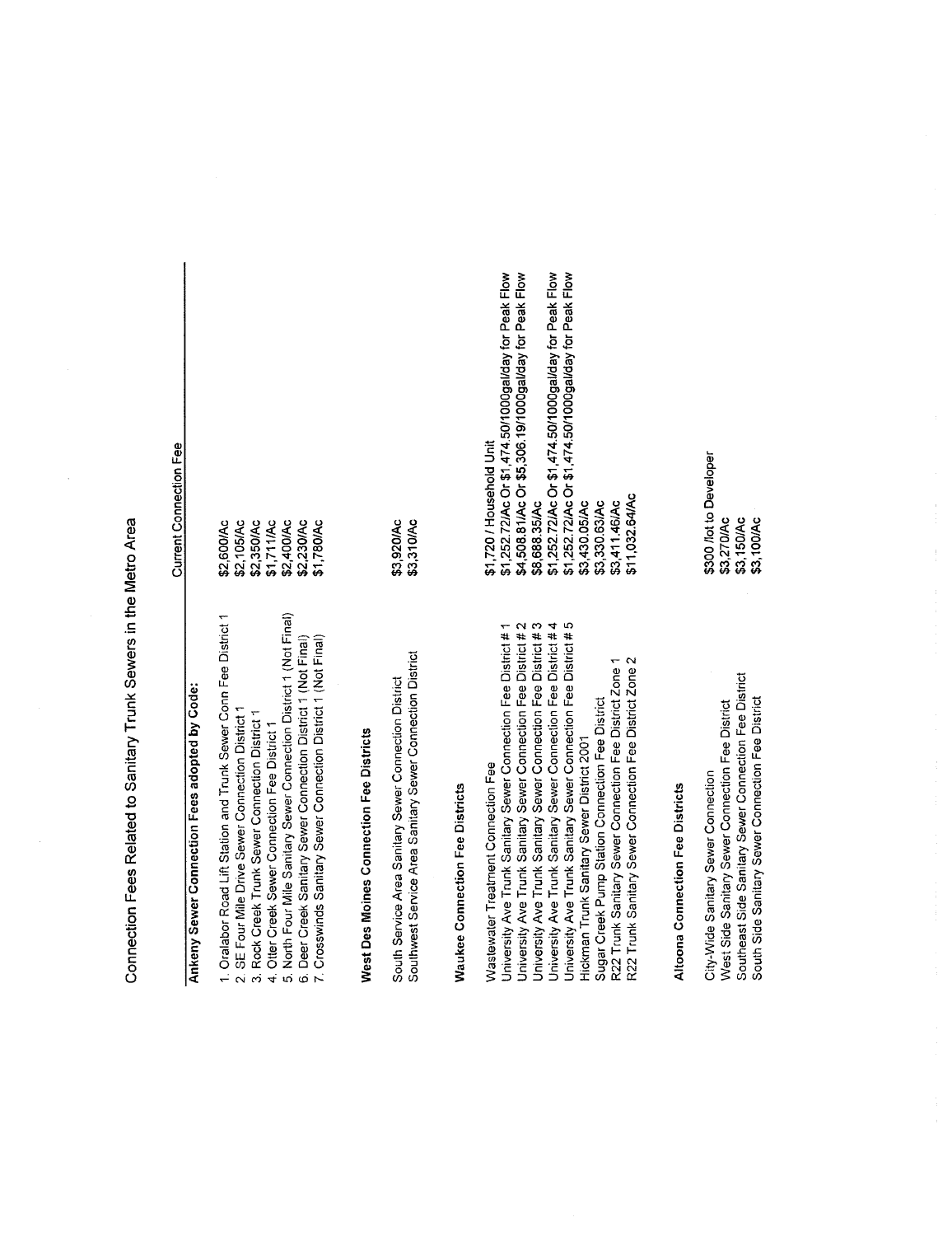# Connection Fees Related to Sanitary Trunk Sewers in the Metro Area

| | Current Connection Fee |
|---|---|
| **Ankeny Sewer Connection Fees adopted by Code:** | |
| 1. Oralabor Road Lift Station and Trunk Sewer Conn Fee District 1 | $2,600/Ac |
| 2. SE Four Mile Drive Sewer Connection District 1 | $2,105/Ac |
| 3. Rock Creek Trunk Sewer Connection District 1 | $2,350/Ac |
| 4. Otter Creek Sewer Connection Fee District 1 | $1,711/Ac |
| 5. North Four Mile Sanitary Sewer Connection District 1 (Not Final) | $2,400/Ac |
| 6. Deer Creek Sanitary Sewer Connection District 1 (Not Final) | $2,230/Ac |
| 7. Crosswinds Sanitary Sewer Connection District 1 (Not Final) | $1,780/Ac |
| **West Des Moines Connection Fee Districts** | |
| South Service Area Sanitary Sewer Connection District | $3,920/Ac |
| Southwest Service Area Sanitary Sewer Connection District | $3,310/Ac |
| **Waukee Connection Fee Districts** | |
| Wastewater Treatment Connection Fee | $1,720 / Household Unit |
| University Ave Trunk Sanitary Sewer Connection Fee District # 1 | $1,252.72/Ac Or $1,474.50/1000gal/day for Peak Flow |
| University Ave Trunk Sanitary Sewer Connection Fee District # 2 | $4,508.81/Ac Or $5,306.19/1000gal/day for Peak Flow |
| University Ave Trunk Sanitary Sewer Connection Fee District # 3 | $8,688.35/Ac |
| University Ave Trunk Sanitary Sewer Connection Fee District # 4 | $1,252.72/Ac Or $1,474.50/1000gal/day for Peak Flow |
| University Ave Trunk Sanitary Sewer Connection Fee District # 5 | $1,252.72/Ac Or $1,474.50/1000gal/day for Peak Flow |
| Hickman Trunk Sanitary Sewer District 2001 | $3,430.05/Ac |
| Sugar Creek Pump Station Connection Fee District | $3,330.63/Ac |
| R22 Trunk Sanitary Sewer Connection Fee District Zone 1 | $3,411.46/Ac |
| R22 Trunk Sanitary Sewer Connection Fee District Zone 2 | $11,032.64/Ac |
| **Altoona Connection Fee Districts** | |
| City-Wide Sanitary Sewer Connection | $300 /lot to Developer |
| West Side Sanitary Sewer Connection Fee District | $3,270/Ac |
| Southeast Side Sanitary Sewer Connection Fee District | $3,150/Ac |
| South Side Sanitary Sewer Connection Fee District | $3,100/Ac |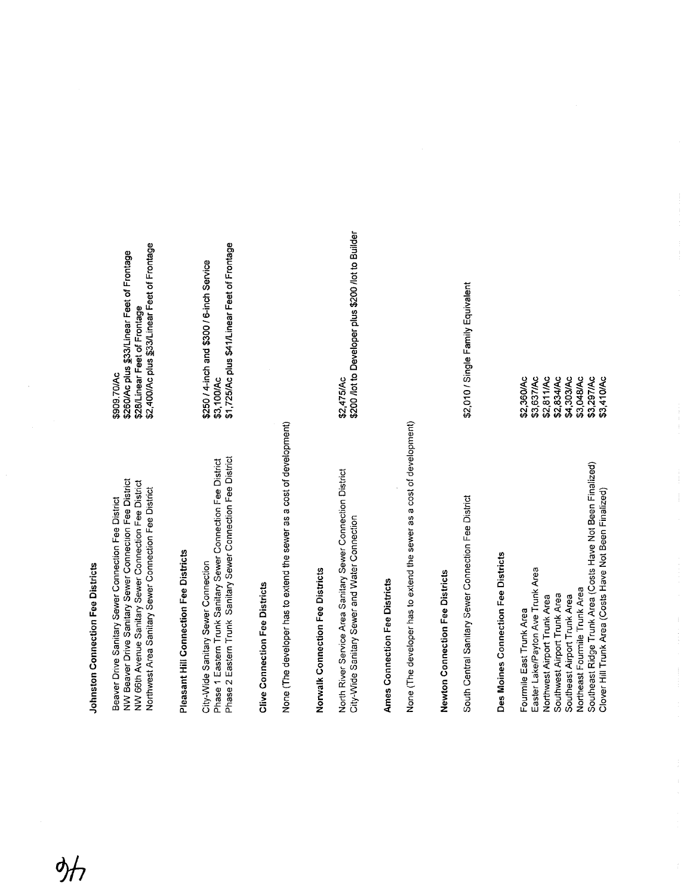**Johnston Connection Fee Districts**

| | |
|---|---|
| Beaver Drive Sanitary Sewer Connection Fee District | $909.70/Ac |
| NW Beaver Drive Sanitary Sewer Connection Fee District | $260/Ac plus $33/Linear Feet of Frontage |
| NW 66th Avenue Sanitary Sewer Connection Fee District | $28/Linear Feet of Frontage |
| Northwest Area Sanitary Sewer Connection Fee District | $2,400/Ac plus $33/Linear Feet of Frontage |

**Pleasant Hill Connection Fee Districts**

| | |
|---|---|
| City-Wide Sanitary Sewer Connection | $250 / 4-inch and $300 / 6-inch Service |
| Phase 1 Eastern Trunk Sanitary Sewer Connection Fee District | $3,100/Ac |
| Phase 2 Eastern Trunk Sanitary Sewer Connection Fee District | $1,725/Ac plus $41/Linear Feet of Frontage |

**Clive Connection Fee Districts**

None (The developer has to extend the sewer as a cost of development)

**Norwalk Connection Fee Districts**

| | |
|---|---|
| North River Service Area Sanitary Sewer Connection District | $2,475/Ac |
| City-Wide Sanitary Sewer and Water Connection | $200 /lot to Developer plus $200 /lot to Builder |

**Ames Connection Fee Districts**

None (The developer has to extend the sewer as a cost of development)

**Newton Connection Fee Districts**

| | |
|---|---|
| South Central Sanitary Sewer Connection Fee District | $2,010 / Single Family Equivalent |

**Des Moines Connection Fee Districts**

| | |
|---|---|
| Fourmile East Trunk Area | $2,360/Ac |
| Easter Lake/Payton Ave Trunk Area | $3,637/Ac |
| Northwest Airport Trunk Area | $2,811/Ac |
| Southwest Airport Trunk Area | $2,834/Ac |
| Southeast Airport Trunk Area | $4,303/Ac |
| Northeast Fourmile Trunk Area | $3,048/Ac |
| Southeast Ridge Trunk Area (Costs Have Not Been Finalized) | $3,297/Ac |
| Clover Hill Trunk Area (Costs Have Not Been Finalized) | $3,410/Ac |